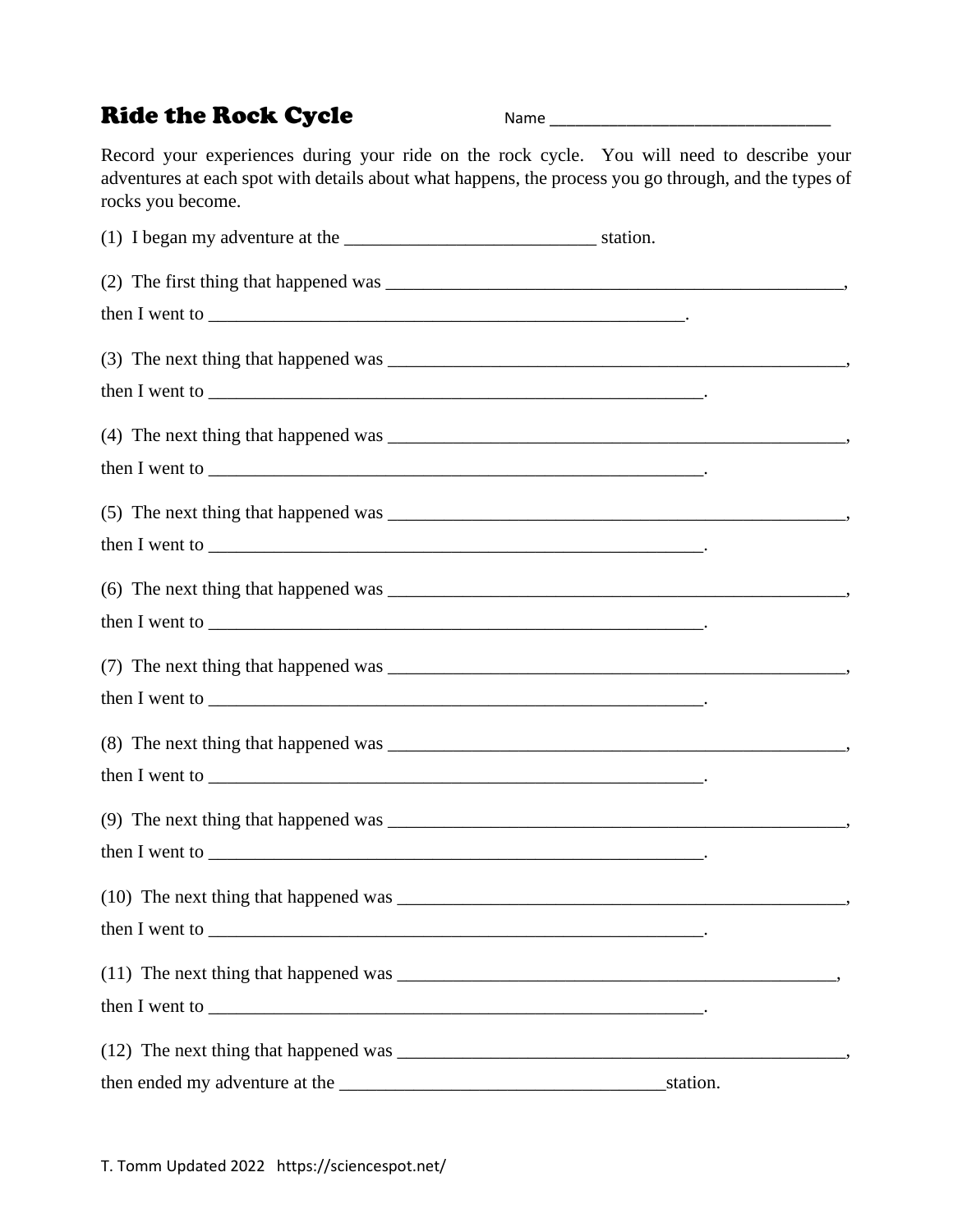# Ride the Rock Cycle

Name ________________________________

Record your experiences during your ride on the rock cycle. You will need to describe your adventures at each spot with details about what happens, the process you go through, and the types of rocks you become.

(1) I began my adventure at the __________________________ station.

(2) The first thing that happened was ________________________________________________,
then I went to __________________________________________________.

(3) The next thing that happened was ________________________________________________,
then I went to ___________________________________________________.

(4) The next thing that happened was ________________________________________________,
then I went to ___________________________________________________.

(5) The next thing that happened was ________________________________________________,
then I went to ___________________________________________________.

(6) The next thing that happened was ________________________________________________,
then I went to ___________________________________________________.

(7) The next thing that happened was ________________________________________________,
then I went to ___________________________________________________.

(8) The next thing that happened was ________________________________________________,
then I went to ___________________________________________________.

(9) The next thing that happened was ________________________________________________,
then I went to ___________________________________________________.

(10) The next thing that happened was _______________________________________________,
then I went to ___________________________________________________.

(11) The next thing that happened was ______________________________________________,
then I went to ___________________________________________________.

(12) The next thing that happened was _______________________________________________,
then ended my adventure at the ______________________________station.

T. Tomm Updated 2022 https://sciencespot.net/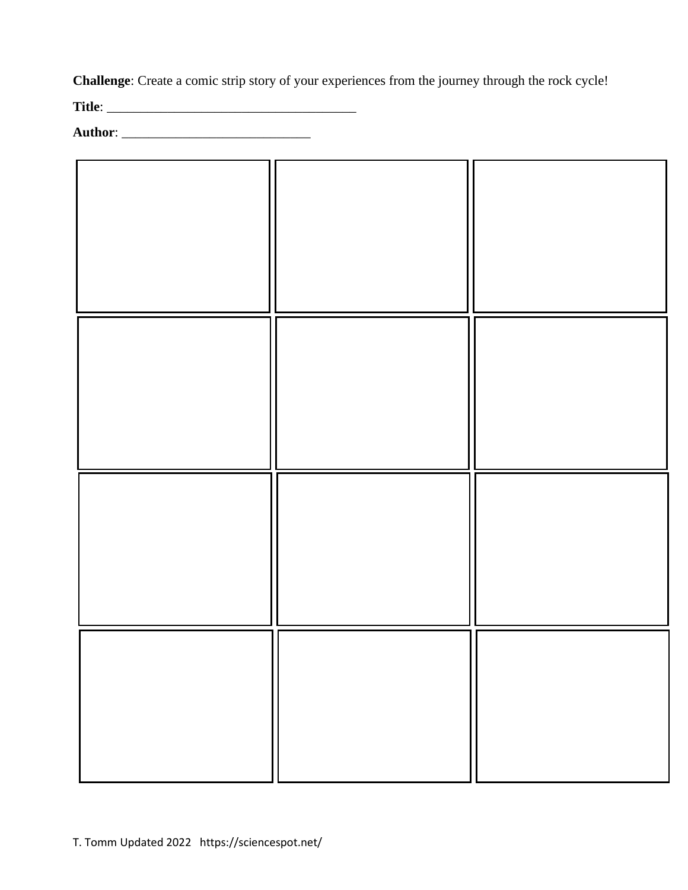**Challenge**: Create a comic strip story of your experiences from the journey through the rock cycle!

**Title**: ____________________________________

**Author**: ____________________________

| | | |
|---|---|---|
| | | |
| | | |
| | | |
| | | |